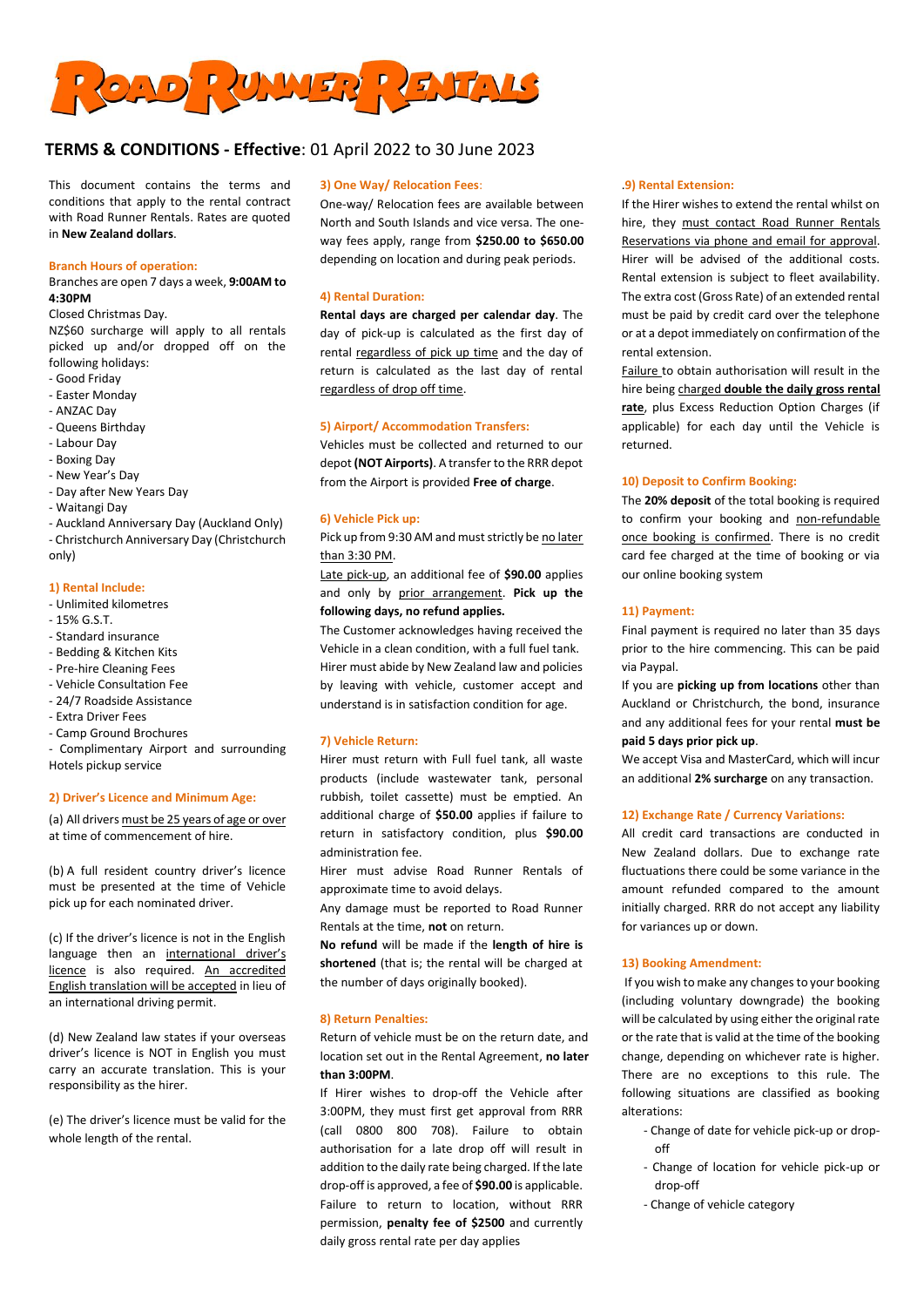# ROAD RUNNER RENTALS

## TERMS & CONDITIONS - Effective: 01 April 2022 to 30 June 2023

This document contains the terms and conditions that apply to the rental contract with Road Runner Rentals. Rates are quoted in **New Zealand dollars**.

### Branch Hours of operation:

Branches are open 7 days a week, **9:00AM to 4:30PM**

Closed Christmas Day.

NZ$60 surcharge will apply to all rentals picked up and/or dropped off on the following holidays:

- Good Friday
- Easter Monday
- ANZAC Day
- Queens Birthday
- Labour Day
- Boxing Day
- New Year's Day
- Day after New Years Day
- Waitangi Day
- Auckland Anniversary Day (Auckland Only)
- Christchurch Anniversary Day (Christchurch only)

### 1) Rental Include:

- Unlimited kilometres
- 15% G.S.T.
- Standard insurance
- Bedding & Kitchen Kits
- Pre-hire Cleaning Fees
- Vehicle Consultation Fee
- 24/7 Roadside Assistance
- Extra Driver Fees
- Camp Ground Brochures
- Complimentary Airport and surrounding Hotels pickup service

### 2) Driver's Licence and Minimum Age:

(a) All drivers must be 25 years of age or over at time of commencement of hire.

(b) A full resident country driver's licence must be presented at the time of Vehicle pick up for each nominated driver.

(c) If the driver's licence is not in the English language then an international driver's licence is also required. An accredited English translation will be accepted in lieu of an international driving permit.

(d) New Zealand law states if your overseas driver's licence is NOT in English you must carry an accurate translation. This is your responsibility as the hirer.

(e) The driver's licence must be valid for the whole length of the rental.

### 3) One Way/ Relocation Fees:

One-way/ Relocation fees are available between North and South Islands and vice versa. The one-way fees apply, range from **$250.00 to $650.00** depending on location and during peak periods.

### 4) Rental Duration:

**Rental days are charged per calendar day**. The day of pick-up is calculated as the first day of rental regardless of pick up time and the day of return is calculated as the last day of rental regardless of drop off time.

### 5) Airport/ Accommodation Transfers:

Vehicles must be collected and returned to our depot **(NOT Airports)**. A transfer to the RRR depot from the Airport is provided **Free of charge**.

### 6) Vehicle Pick up:

Pick up from 9:30 AM and must strictly be no later than 3:30 PM.

Late pick-up, an additional fee of **$90.00** applies and only by prior arrangement. **Pick up the following days, no refund applies.**

The Customer acknowledges having received the Vehicle in a clean condition, with a full fuel tank. Hirer must abide by New Zealand law and policies by leaving with vehicle, customer accept and understand is in satisfaction condition for age.

### 7) Vehicle Return:

Hirer must return with Full fuel tank, all waste products (include wastewater tank, personal rubbish, toilet cassette) must be emptied. An additional charge of **$50.00** applies if failure to return in satisfactory condition, plus **$90.00** administration fee.

Hirer must advise Road Runner Rentals of approximate time to avoid delays.

Any damage must be reported to Road Runner Rentals at the time, **not** on return.

**No refund** will be made if the **length of hire is shortened** (that is; the rental will be charged at the number of days originally booked).

### 8) Return Penalties:

Return of vehicle must be on the return date, and location set out in the Rental Agreement, **no later than 3:00PM**.

If Hirer wishes to drop-off the Vehicle after 3:00PM, they must first get approval from RRR (call 0800 800 708). Failure to obtain authorisation for a late drop off will result in addition to the daily rate being charged. If the late drop-off is approved, a fee of **$90.00** is applicable. Failure to return to location, without RRR permission, **penalty fee of $2500** and currently daily gross rental rate per day applies

### .9) Rental Extension:

If the Hirer wishes to extend the rental whilst on hire, they must contact Road Runner Rentals Reservations via phone and email for approval. Hirer will be advised of the additional costs. Rental extension is subject to fleet availability. The extra cost (Gross Rate) of an extended rental must be paid by credit card over the telephone or at a depot immediately on confirmation of the rental extension.

Failure to obtain authorisation will result in the hire being charged **double the daily gross rental rate**, plus Excess Reduction Option Charges (if applicable) for each day until the Vehicle is returned.

### 10) Deposit to Confirm Booking:

The **20% deposit** of the total booking is required to confirm your booking and non-refundable once booking is confirmed. There is no credit card fee charged at the time of booking or via our online booking system

### 11) Payment:

Final payment is required no later than 35 days prior to the hire commencing. This can be paid via Paypal.

If you are **picking up from locations** other than Auckland or Christchurch, the bond, insurance and any additional fees for your rental **must be paid 5 days prior pick up**.

We accept Visa and MasterCard, which will incur an additional **2% surcharge** on any transaction.

### 12) Exchange Rate / Currency Variations:

All credit card transactions are conducted in New Zealand dollars. Due to exchange rate fluctuations there could be some variance in the amount refunded compared to the amount initially charged. RRR do not accept any liability for variances up or down.

### 13) Booking Amendment:

If you wish to make any changes to your booking (including voluntary downgrade) the booking will be calculated by using either the original rate or the rate that is valid at the time of the booking change, depending on whichever rate is higher. There are no exceptions to this rule. The following situations are classified as booking alterations:

- Change of date for vehicle pick-up or drop-off
- Change of location for vehicle pick-up or drop-off
- Change of vehicle category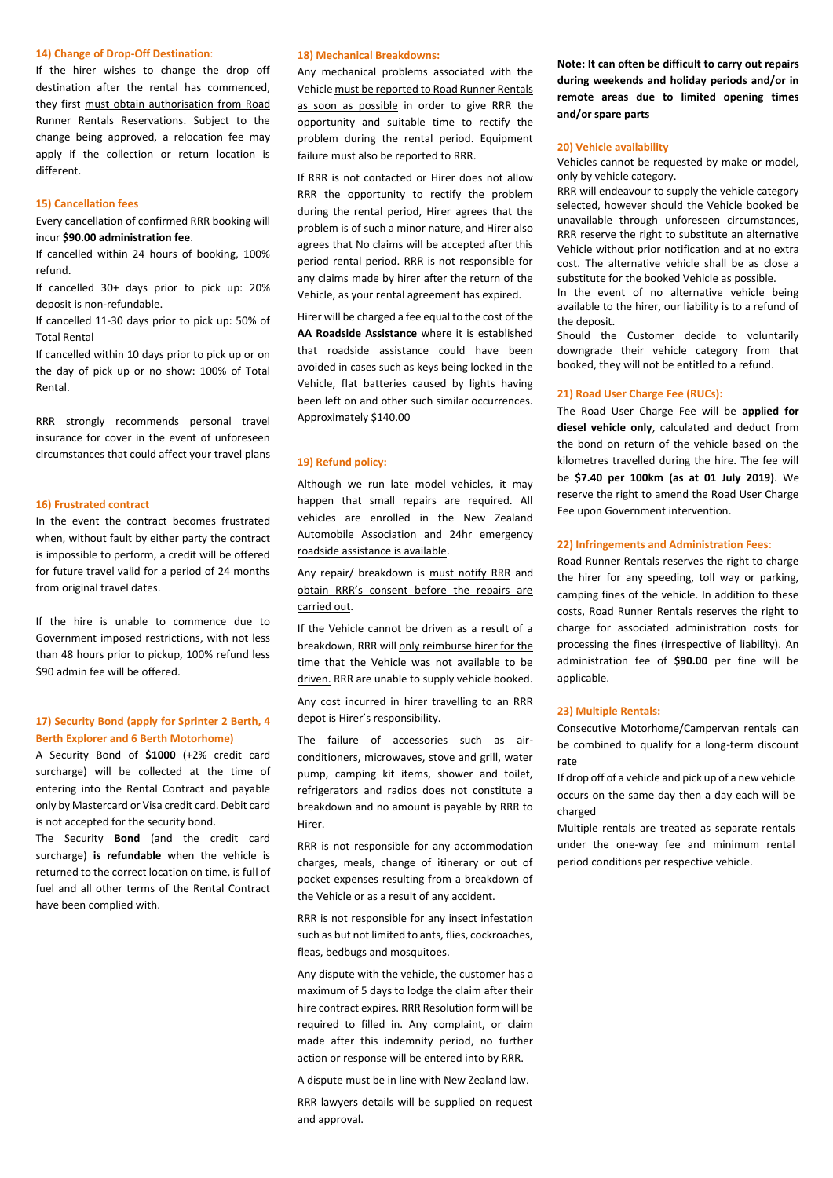### 14) Change of Drop-Off Destination:

If the hirer wishes to change the drop off destination after the rental has commenced, they first must obtain authorisation from Road Runner Rentals Reservations. Subject to the change being approved, a relocation fee may apply if the collection or return location is different.

### 15) Cancellation fees

Every cancellation of confirmed RRR booking will incur **$90.00 administration fee**.

If cancelled within 24 hours of booking, 100% refund.

If cancelled 30+ days prior to pick up: 20% deposit is non-refundable.

If cancelled 11-30 days prior to pick up: 50% of Total Rental

If cancelled within 10 days prior to pick up or on the day of pick up or no show: 100% of Total Rental.

RRR strongly recommends personal travel insurance for cover in the event of unforeseen circumstances that could affect your travel plans

### 16) Frustrated contract

In the event the contract becomes frustrated when, without fault by either party the contract is impossible to perform, a credit will be offered for future travel valid for a period of 24 months from original travel dates.

If the hire is unable to commence due to Government imposed restrictions, with not less than 48 hours prior to pickup, 100% refund less $90 admin fee will be offered.

### 17) Security Bond (apply for Sprinter 2 Berth, 4 Berth Explorer and 6 Berth Motorhome)

A Security Bond of **$1000** (+2% credit card surcharge) will be collected at the time of entering into the Rental Contract and payable only by Mastercard or Visa credit card. Debit card is not accepted for the security bond.

The Security **Bond** (and the credit card surcharge) **is refundable** when the vehicle is returned to the correct location on time, is full of fuel and all other terms of the Rental Contract have been complied with.

### 18) Mechanical Breakdowns:

Any mechanical problems associated with the Vehicle must be reported to Road Runner Rentals as soon as possible in order to give RRR the opportunity and suitable time to rectify the problem during the rental period. Equipment failure must also be reported to RRR.

If RRR is not contacted or Hirer does not allow RRR the opportunity to rectify the problem during the rental period, Hirer agrees that the problem is of such a minor nature, and Hirer also agrees that No claims will be accepted after this period rental period. RRR is not responsible for any claims made by hirer after the return of the Vehicle, as your rental agreement has expired.

Hirer will be charged a fee equal to the cost of the **AA Roadside Assistance** where it is established that roadside assistance could have been avoided in cases such as keys being locked in the Vehicle, flat batteries caused by lights having been left on and other such similar occurrences. Approximately $140.00

### 19) Refund policy:

Although we run late model vehicles, it may happen that small repairs are required. All vehicles are enrolled in the New Zealand Automobile Association and 24hr emergency roadside assistance is available.

Any repair/ breakdown is must notify RRR and obtain RRR's consent before the repairs are carried out.

If the Vehicle cannot be driven as a result of a breakdown, RRR will only reimburse hirer for the time that the Vehicle was not available to be driven. RRR are unable to supply vehicle booked.

Any cost incurred in hirer travelling to an RRR depot is Hirer's responsibility.

The failure of accessories such as air-conditioners, microwaves, stove and grill, water pump, camping kit items, shower and toilet, refrigerators and radios does not constitute a breakdown and no amount is payable by RRR to Hirer.

RRR is not responsible for any accommodation charges, meals, change of itinerary or out of pocket expenses resulting from a breakdown of the Vehicle or as a result of any accident.

RRR is not responsible for any insect infestation such as but not limited to ants, flies, cockroaches, fleas, bedbugs and mosquitoes.

Any dispute with the vehicle, the customer has a maximum of 5 days to lodge the claim after their hire contract expires. RRR Resolution form will be required to filled in. Any complaint, or claim made after this indemnity period, no further action or response will be entered into by RRR.

A dispute must be in line with New Zealand law.

RRR lawyers details will be supplied on request and approval.

**Note: It can often be difficult to carry out repairs during weekends and holiday periods and/or in remote areas due to limited opening times and/or spare parts**

### 20) Vehicle availability

Vehicles cannot be requested by make or model, only by vehicle category.

RRR will endeavour to supply the vehicle category selected, however should the Vehicle booked be unavailable through unforeseen circumstances, RRR reserve the right to substitute an alternative Vehicle without prior notification and at no extra cost. The alternative vehicle shall be as close a substitute for the booked Vehicle as possible.

In the event of no alternative vehicle being available to the hirer, our liability is to a refund of the deposit.

Should the Customer decide to voluntarily downgrade their vehicle category from that booked, they will not be entitled to a refund.

### 21) Road User Charge Fee (RUCs):

The Road User Charge Fee will be **applied for diesel vehicle only**, calculated and deduct from the bond on return of the vehicle based on the kilometres travelled during the hire. The fee will be **$7.40 per 100km (as at 01 July 2019)**. We reserve the right to amend the Road User Charge Fee upon Government intervention.

### 22) Infringements and Administration Fees:

Road Runner Rentals reserves the right to charge the hirer for any speeding, toll way or parking, camping fines of the vehicle. In addition to these costs, Road Runner Rentals reserves the right to charge for associated administration costs for processing the fines (irrespective of liability). An administration fee of **$90.00** per fine will be applicable.

### 23) Multiple Rentals:

Consecutive Motorhome/Campervan rentals can be combined to qualify for a long-term discount rate

If drop off of a vehicle and pick up of a new vehicle occurs on the same day then a day each will be charged

Multiple rentals are treated as separate rentals under the one-way fee and minimum rental period conditions per respective vehicle.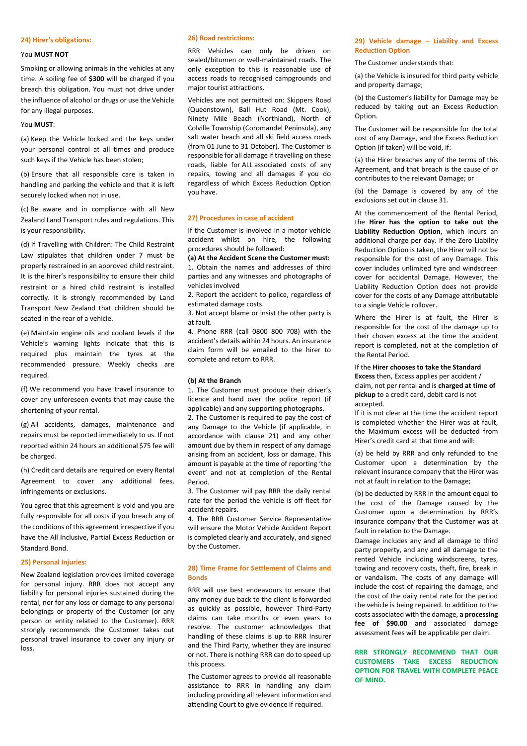### 24) Hirer's obligations:

You **MUST NOT**

Smoking or allowing animals in the vehicles at any time. A soiling fee of **$300** will be charged if you breach this obligation. You must not drive under the influence of alcohol or drugs or use the Vehicle for any illegal purposes.

You **MUST**:

(a) Keep the Vehicle locked and the keys under your personal control at all times and produce such keys if the Vehicle has been stolen;

(b) Ensure that all responsible care is taken in handling and parking the vehicle and that it is left securely locked when not in use.

(c) Be aware and in compliance with all New Zealand Land Transport rules and regulations. This is your responsibility.

(d) If Travelling with Children: The Child Restraint Law stipulates that children under 7 must be properly restrained in an approved child restraint. It is the hirer's responsibility to ensure their child restraint or a hired child restraint is installed correctly. It is strongly recommended by Land Transport New Zealand that children should be seated in the rear of a vehicle.

(e) Maintain engine oils and coolant levels if the Vehicle's warning lights indicate that this is required plus maintain the tyres at the recommended pressure. Weekly checks are required.

(f) We recommend you have travel insurance to cover any unforeseen events that may cause the shortening of your rental.

(g) All accidents, damages, maintenance and repairs must be reported immediately to us. If not reported within 24 hours an additional $75 fee will be charged.

(h) Credit card details are required on every Rental Agreement to cover any additional fees, infringements or exclusions.

You agree that this agreement is void and you are fully responsible for all costs if you breach any of the conditions of this agreement irrespective if you have the All Inclusive, Partial Excess Reduction or Standard Bond.

### 25) Personal Injuries:

New Zealand legislation provides limited coverage for personal injury. RRR does not accept any liability for personal injuries sustained during the rental, nor for any loss or damage to any personal belongings or property of the Customer (or any person or entity related to the Customer). RRR strongly recommends the Customer takes out personal travel insurance to cover any injury or loss.

### 26) Road restrictions:

RRR Vehicles can only be driven on sealed/bitumen or well-maintained roads. The only exception to this is reasonable use of access roads to recognised campgrounds and major tourist attractions.

Vehicles are not permitted on: Skippers Road (Queenstown), Ball Hut Road (Mt. Cook), Ninety Mile Beach (Northland), North of Colville Township (Coromandel Peninsula), any salt water beach and all ski field access roads (from 01 June to 31 October). The Customer is responsible for all damage if travelling on these roads, liable for ALL associated costs of any repairs, towing and all damages if you do regardless of which Excess Reduction Option you have.

### 27) Procedures in case of accident

If the Customer is involved in a motor vehicle accident whilst on hire, the following procedures should be followed:

**(a) At the Accident Scene the Customer must:**

1. Obtain the names and addresses of third parties and any witnesses and photographs of vehicles involved
2. Report the accident to police, regardless of estimated damage costs.
3. Not accept blame or insist the other party is at fault.
4. Phone RRR (call 0800 800 708) with the accident's details within 24 hours. An insurance claim form will be emailed to the hirer to complete and return to RRR.

**(b) At the Branch**

1. The Customer must produce their driver's licence and hand over the police report (if applicable) and any supporting photographs.
2. The Customer is required to pay the cost of any Damage to the Vehicle (if applicable, in accordance with clause 21) and any other amount due by them in respect of any damage arising from an accident, loss or damage. This amount is payable at the time of reporting 'the event' and not at completion of the Rental Period.
3. The Customer will pay RRR the daily rental rate for the period the vehicle is off fleet for accident repairs.
4. The RRR Customer Service Representative will ensure the Motor Vehicle Accident Report is completed clearly and accurately, and signed by the Customer.

### 28) Time Frame for Settlement of Claims and Bonds

RRR will use best endeavours to ensure that any money due back to the client is forwarded as quickly as possible, however Third-Party claims can take months or even years to resolve. The customer acknowledges that handling of these claims is up to RRR Insurer and the Third Party, whether they are insured or not. There is nothing RRR can do to speed up this process.

The Customer agrees to provide all reasonable assistance to RRR in handling any claim including providing all relevant information and attending Court to give evidence if required.

### 29) Vehicle damage – Liability and Excess Reduction Option

The Customer understands that:

(a) the Vehicle is insured for third party vehicle and property damage;

(b) the Customer's liability for Damage may be reduced by taking out an Excess Reduction Option.

The Customer will be responsible for the total cost of any Damage, and the Excess Reduction Option (if taken) will be void, if:

(a) the Hirer breaches any of the terms of this Agreement, and that breach is the cause of or contributes to the relevant Damage; or

(b) the Damage is covered by any of the exclusions set out in clause 31.

At the commencement of the Rental Period, the **Hirer has the option to take out the Liability Reduction Option**, which incurs an additional charge per day. If the Zero Liability Reduction Option is taken, the Hirer will not be responsible for the cost of any Damage. This cover includes unlimited tyre and windscreen cover for accidental Damage. However, the Liability Reduction Option does not provide cover for the costs of any Damage attributable to a single Vehicle rollover.

Where the Hirer is at fault, the Hirer is responsible for the cost of the damage up to their chosen excess at the time the accident report is completed, not at the completion of the Rental Period.

If the **Hirer chooses to take the Standard Excess** then, Excess applies per accident / claim, not per rental and is **charged at time of pickup** to a credit card, debit card is not accepted.

If it is not clear at the time the accident report is completed whether the Hirer was at fault, the Maximum excess will be deducted from Hirer's credit card at that time and will:

(a) be held by RRR and only refunded to the Customer upon a determination by the relevant insurance company that the Hirer was not at fault in relation to the Damage;

(b) be deducted by RRR in the amount equal to the cost of the Damage caused by the Customer upon a determination by RRR's insurance company that the Customer was at fault in relation to the Damage.

Damage includes any and all damage to third party property, and any and all damage to the rented Vehicle including windscreens, tyres, towing and recovery costs, theft, fire, break in or vandalism. The costs of any damage will include the cost of repairing the damage, and the cost of the daily rental rate for the period the vehicle is being repaired. In addition to the costs associated with the damage, **a processing fee of $90.00** and associated damage assessment fees will be applicable per claim.

**RRR STRONGLY RECOMMEND THAT OUR CUSTOMERS TAKE EXCESS REDUCTION OPTION FOR TRAVEL WITH COMPLETE PEACE OF MIND.**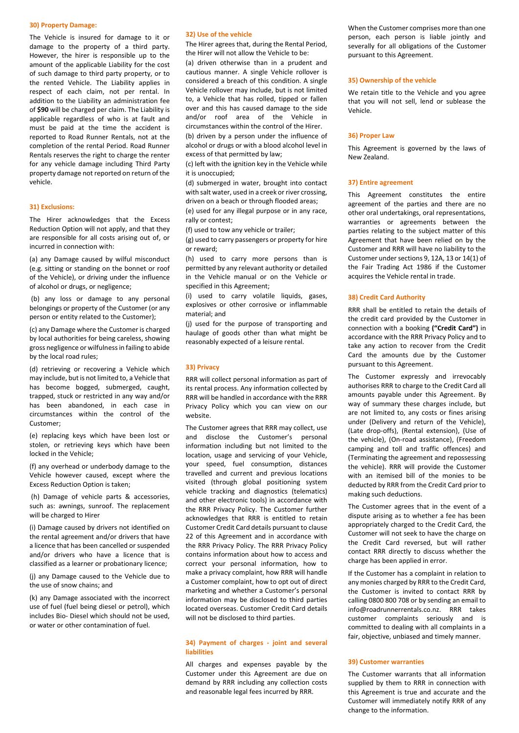### 30) Property Damage:

The Vehicle is insured for damage to it or damage to the property of a third party. However, the hirer is responsible up to the amount of the applicable Liability for the cost of such damage to third party property, or to the rented Vehicle. The Liability applies in respect of each claim, not per rental. In addition to the Liability an administration fee of **$90** will be charged per claim. The Liability is applicable regardless of who is at fault and must be paid at the time the accident is reported to Road Runner Rentals, not at the completion of the rental Period. Road Runner Rentals reserves the right to charge the renter for any vehicle damage including Third Party property damage not reported on return of the vehicle.

### 31) Exclusions:

The Hirer acknowledges that the Excess Reduction Option will not apply, and that they are responsible for all costs arising out of, or incurred in connection with:

(a) any Damage caused by wilful misconduct (e.g. sitting or standing on the bonnet or roof of the Vehicle), or driving under the influence of alcohol or drugs, or negligence;

(b) any loss or damage to any personal belongings or property of the Customer (or any person or entity related to the Customer);

(c) any Damage where the Customer is charged by local authorities for being careless, showing gross negligence or wilfulness in failing to abide by the local road rules;

(d) retrieving or recovering a Vehicle which may include, but is not limited to, a Vehicle that has become bogged, submerged, caught, trapped, stuck or restricted in any way and/or has been abandoned, in each case in circumstances within the control of the Customer;

(e) replacing keys which have been lost or stolen, or retrieving keys which have been locked in the Vehicle;

(f) any overhead or underbody damage to the Vehicle however caused, except where the Excess Reduction Option is taken;

(h) Damage of vehicle parts & accessories, such as: awnings, sunroof. The replacement will be charged to Hirer

(i) Damage caused by drivers not identified on the rental agreement and/or drivers that have a licence that has been cancelled or suspended and/or drivers who have a licence that is classified as a learner or probationary licence;

(j) any Damage caused to the Vehicle due to the use of snow chains; and

(k) any Damage associated with the incorrect use of fuel (fuel being diesel or petrol), which includes Bio- Diesel which should not be used, or water or other contamination of fuel.

### 32) Use of the vehicle

The Hirer agrees that, during the Rental Period, the Hirer will not allow the Vehicle to be:

(a) driven otherwise than in a prudent and cautious manner. A single Vehicle rollover is considered a breach of this condition. A single Vehicle rollover may include, but is not limited to, a Vehicle that has rolled, tipped or fallen over and this has caused damage to the side and/or roof area of the Vehicle in circumstances within the control of the Hirer.

(b) driven by a person under the influence of alcohol or drugs or with a blood alcohol level in excess of that permitted by law;

(c) left with the ignition key in the Vehicle while it is unoccupied;

(d) submerged in water, brought into contact with salt water, used in a creek or river crossing, driven on a beach or through flooded areas;

(e) used for any illegal purpose or in any race, rally or contest;

(f) used to tow any vehicle or trailer;

(g) used to carry passengers or property for hire or reward;

(h) used to carry more persons than is permitted by any relevant authority or detailed in the Vehicle manual or on the Vehicle or specified in this Agreement;

(i) used to carry volatile liquids, gases, explosives or other corrosive or inflammable material; and

(j) used for the purpose of transporting and haulage of goods other than what might be reasonably expected of a leisure rental.

### 33) Privacy

RRR will collect personal information as part of its rental process. Any information collected by RRR will be handled in accordance with the RRR Privacy Policy which you can view on our website.

The Customer agrees that RRR may collect, use and disclose the Customer's personal information including but not limited to the location, usage and servicing of your Vehicle, your speed, fuel consumption, distances travelled and current and previous locations visited (through global positioning system vehicle tracking and diagnostics (telematics) and other electronic tools) in accordance with the RRR Privacy Policy. The Customer further acknowledges that RRR is entitled to retain Customer Credit Card details pursuant to clause 22 of this Agreement and in accordance with the RRR Privacy Policy. The RRR Privacy Policy contains information about how to access and correct your personal information, how to make a privacy complaint, how RRR will handle a Customer complaint, how to opt out of direct marketing and whether a Customer's personal information may be disclosed to third parties located overseas. Customer Credit Card details will not be disclosed to third parties.

### 34) Payment of charges - joint and several liabilities

All charges and expenses payable by the Customer under this Agreement are due on demand by RRR including any collection costs and reasonable legal fees incurred by RRR.

When the Customer comprises more than one person, each person is liable jointly and severally for all obligations of the Customer pursuant to this Agreement.

### 35) Ownership of the vehicle

We retain title to the Vehicle and you agree that you will not sell, lend or sublease the Vehicle.

### 36) Proper Law

This Agreement is governed by the laws of New Zealand.

### 37) Entire agreement

This Agreement constitutes the entire agreement of the parties and there are no other oral undertakings, oral representations, warranties or agreements between the parties relating to the subject matter of this Agreement that have been relied on by the Customer and RRR will have no liability to the Customer under sections 9, 12A, 13 or 14(1) of the Fair Trading Act 1986 if the Customer acquires the Vehicle rental in trade.

### 38) Credit Card Authority

RRR shall be entitled to retain the details of the credit card provided by the Customer in connection with a booking **("Credit Card")** in accordance with the RRR Privacy Policy and to take any action to recover from the Credit Card the amounts due by the Customer pursuant to this Agreement.

The Customer expressly and irrevocably authorises RRR to charge to the Credit Card all amounts payable under this Agreement. By way of summary these charges include, but are not limited to, any costs or fines arising under (Delivery and return of the Vehicle), (Late drop-offs), (Rental extension), (Use of the vehicle), (On-road assistance), (Freedom camping and toll and traffic offences) and (Terminating the agreement and repossessing the vehicle). RRR will provide the Customer with an itemised bill of the monies to be deducted by RRR from the Credit Card prior to making such deductions.

The Customer agrees that in the event of a dispute arising as to whether a fee has been appropriately charged to the Credit Card, the Customer will not seek to have the charge on the Credit Card reversed, but will rather contact RRR directly to discuss whether the charge has been applied in error.

If the Customer has a complaint in relation to any monies charged by RRR to the Credit Card, the Customer is invited to contact RRR by calling 0800 800 708 or by sending an email to info@roadrunnerrentals.co.nz. RRR takes customer complaints seriously and is committed to dealing with all complaints in a fair, objective, unbiased and timely manner.

### 39) Customer warranties

The Customer warrants that all information supplied by them to RRR in connection with this Agreement is true and accurate and the Customer will immediately notify RRR of any change to the information.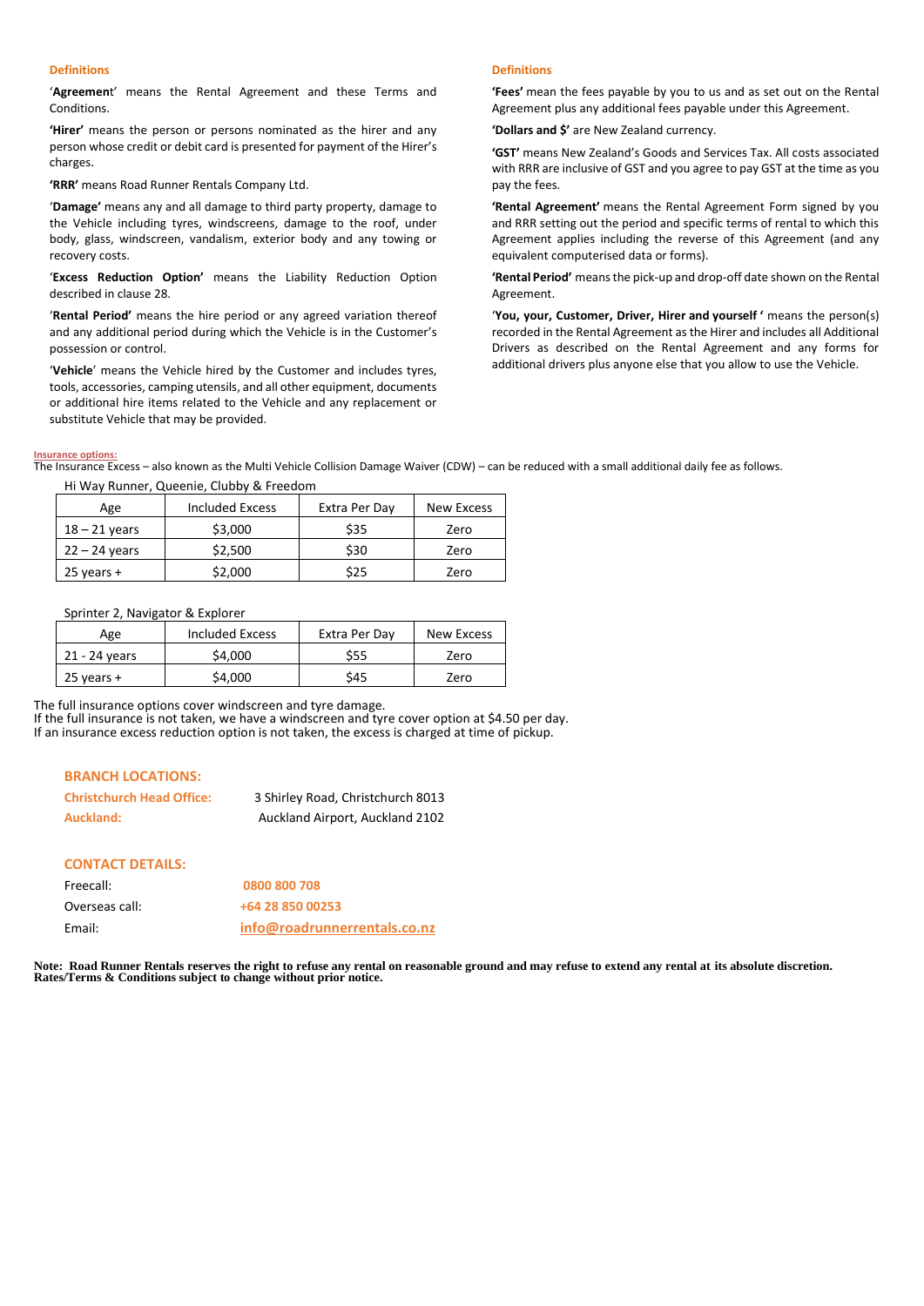## Definitions

'**Agreement**' means the Rental Agreement and these Terms and Conditions.

**'Hirer'** means the person or persons nominated as the hirer and any person whose credit or debit card is presented for payment of the Hirer's charges.

**'RRR'** means Road Runner Rentals Company Ltd.

'**Damage'** means any and all damage to third party property, damage to the Vehicle including tyres, windscreens, damage to the roof, under body, glass, windscreen, vandalism, exterior body and any towing or recovery costs.

'**Excess Reduction Option'** means the Liability Reduction Option described in clause 28.

'**Rental Period'** means the hire period or any agreed variation thereof and any additional period during which the Vehicle is in the Customer's possession or control.

'**Vehicle**' means the Vehicle hired by the Customer and includes tyres, tools, accessories, camping utensils, and all other equipment, documents or additional hire items related to the Vehicle and any replacement or substitute Vehicle that may be provided.

## Definitions

**'Fees'** mean the fees payable by you to us and as set out on the Rental Agreement plus any additional fees payable under this Agreement.

**'Dollars and $'** are New Zealand currency.

**'GST'** means New Zealand's Goods and Services Tax. All costs associated with RRR are inclusive of GST and you agree to pay GST at the time as you pay the fees.

**'Rental Agreement'** means the Rental Agreement Form signed by you and RRR setting out the period and specific terms of rental to which this Agreement applies including the reverse of this Agreement (and any equivalent computerised data or forms).

**'Rental Period'** means the pick-up and drop-off date shown on the Rental Agreement.

'**You, your, Customer, Driver, Hirer and yourself '** means the person(s) recorded in the Rental Agreement as the Hirer and includes all Additional Drivers as described on the Rental Agreement and any forms for additional drivers plus anyone else that you allow to use the Vehicle.

**Insurance options:**

The Insurance Excess – also known as the Multi Vehicle Collision Damage Waiver (CDW) – can be reduced with a small additional daily fee as follows.

Hi Way Runner, Queenie, Clubby & Freedom

| Age | Included Excess | Extra Per Day | New Excess |
|---|---|---|---|
| 18 – 21 years | $3,000 | $35 | Zero |
| 22 – 24 years | $2,500 | $30 | Zero |
| 25 years + | $2,000 | $25 | Zero |

Sprinter 2, Navigator & Explorer

| Age | Included Excess | Extra Per Day | New Excess |
|---|---|---|---|
| 21 - 24 years | $4,000 | $55 | Zero |
| 25 years + | $4,000 | $45 | Zero |

The full insurance options cover windscreen and tyre damage.
If the full insurance is not taken, we have a windscreen and tyre cover option at $4.50 per day.
If an insurance excess reduction option is not taken, the excess is charged at time of pickup.

### BRANCH LOCATIONS:

| | |
|---|---|
| **Christchurch Head Office:** | 3 Shirley Road, Christchurch 8013 |
| **Auckland:** | Auckland Airport, Auckland 2102 |

### CONTACT DETAILS:

| | |
|---|---|
| Freecall: | 0800 800 708 |
| Overseas call: | +64 28 850 00253 |
| Email: | info@roadrunnerrentals.co.nz |

**Note: Road Runner Rentals reserves the right to refuse any rental on reasonable ground and may refuse to extend any rental at its absolute discretion. Rates/Terms & Conditions subject to change without prior notice.**